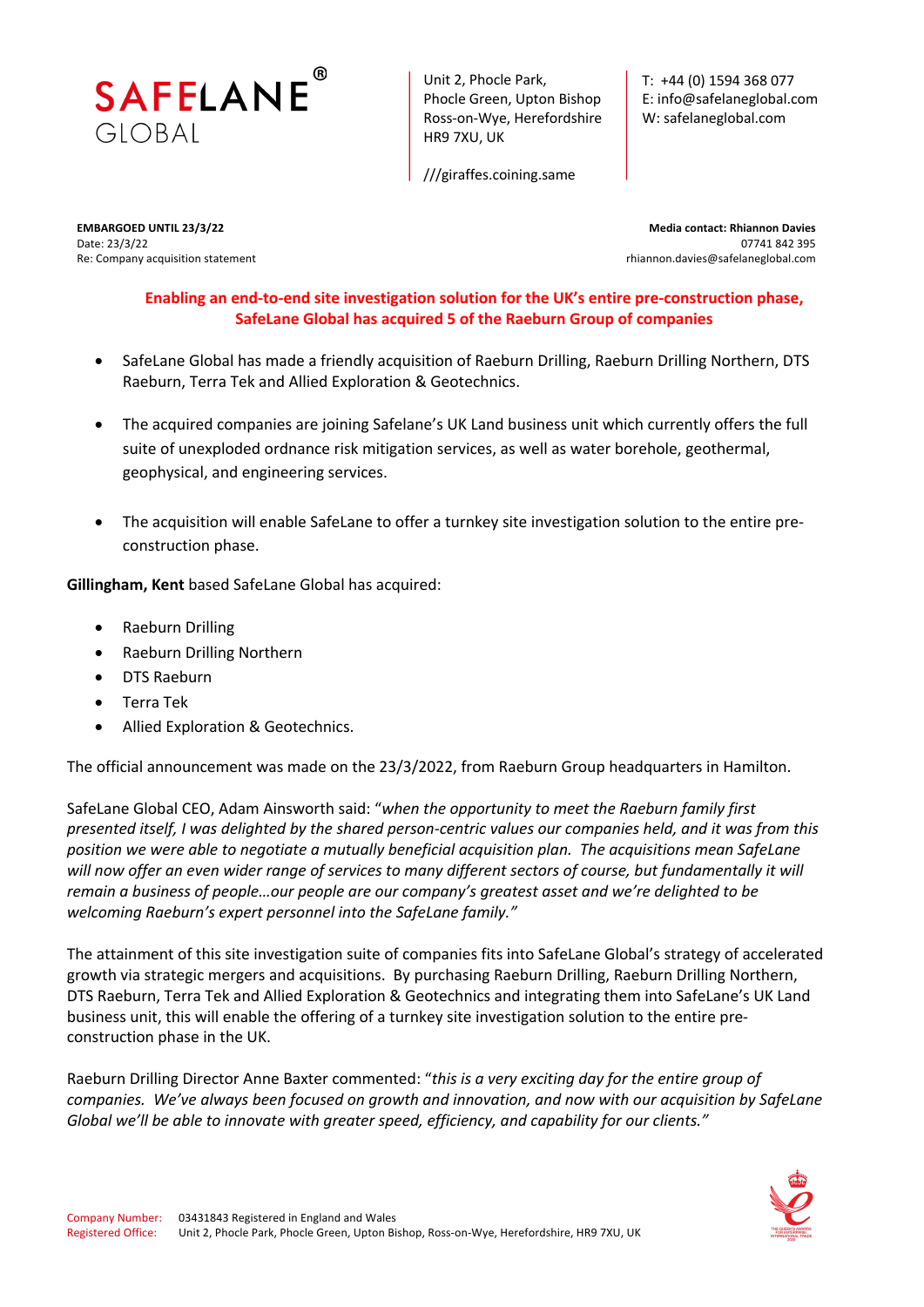SAFELANE® GLOBAL

Unit 2, Phocle Park,
Phocle Green, Upton Bishop
Ross-on-Wye, Herefordshire
HR9 7XU, UK

///giraffes.coining.same

T: +44 (0) 1594 368 077
E: info@safelaneglobal.com
W: safelaneglobal.com

**EMBARGOED UNTIL 23/3/22**
Date: 23/3/22
Re: Company acquisition statement

**Media contact: Rhiannon Davies**
07741 842 395
rhiannon.davies@safelaneglobal.com

## Enabling an end-to-end site investigation solution for the UK's entire pre-construction phase, SafeLane Global has acquired 5 of the Raeburn Group of companies

- SafeLane Global has made a friendly acquisition of Raeburn Drilling, Raeburn Drilling Northern, DTS Raeburn, Terra Tek and Allied Exploration & Geotechnics.
- The acquired companies are joining Safelane's UK Land business unit which currently offers the full suite of unexploded ordnance risk mitigation services, as well as water borehole, geothermal, geophysical, and engineering services.
- The acquisition will enable SafeLane to offer a turnkey site investigation solution to the entire pre-construction phase.

**Gillingham, Kent** based SafeLane Global has acquired:

- Raeburn Drilling
- Raeburn Drilling Northern
- DTS Raeburn
- Terra Tek
- Allied Exploration & Geotechnics.

The official announcement was made on the 23/3/2022, from Raeburn Group headquarters in Hamilton.

SafeLane Global CEO, Adam Ainsworth said: "*when the opportunity to meet the Raeburn family first presented itself, I was delighted by the shared person-centric values our companies held, and it was from this position we were able to negotiate a mutually beneficial acquisition plan. The acquisitions mean SafeLane will now offer an even wider range of services to many different sectors of course, but fundamentally it will remain a business of people…our people are our company's greatest asset and we're delighted to be welcoming Raeburn's expert personnel into the SafeLane family.*"

The attainment of this site investigation suite of companies fits into SafeLane Global's strategy of accelerated growth via strategic mergers and acquisitions. By purchasing Raeburn Drilling, Raeburn Drilling Northern, DTS Raeburn, Terra Tek and Allied Exploration & Geotechnics and integrating them into SafeLane's UK Land business unit, this will enable the offering of a turnkey site investigation solution to the entire pre-construction phase in the UK.

Raeburn Drilling Director Anne Baxter commented: "*this is a very exciting day for the entire group of companies. We've always been focused on growth and innovation, and now with our acquisition by SafeLane Global we'll be able to innovate with greater speed, efficiency, and capability for our clients.*"

Company Number: 03431843 Registered in England and Wales
Registered Office: Unit 2, Phocle Park, Phocle Green, Upton Bishop, Ross-on-Wye, Herefordshire, HR9 7XU, UK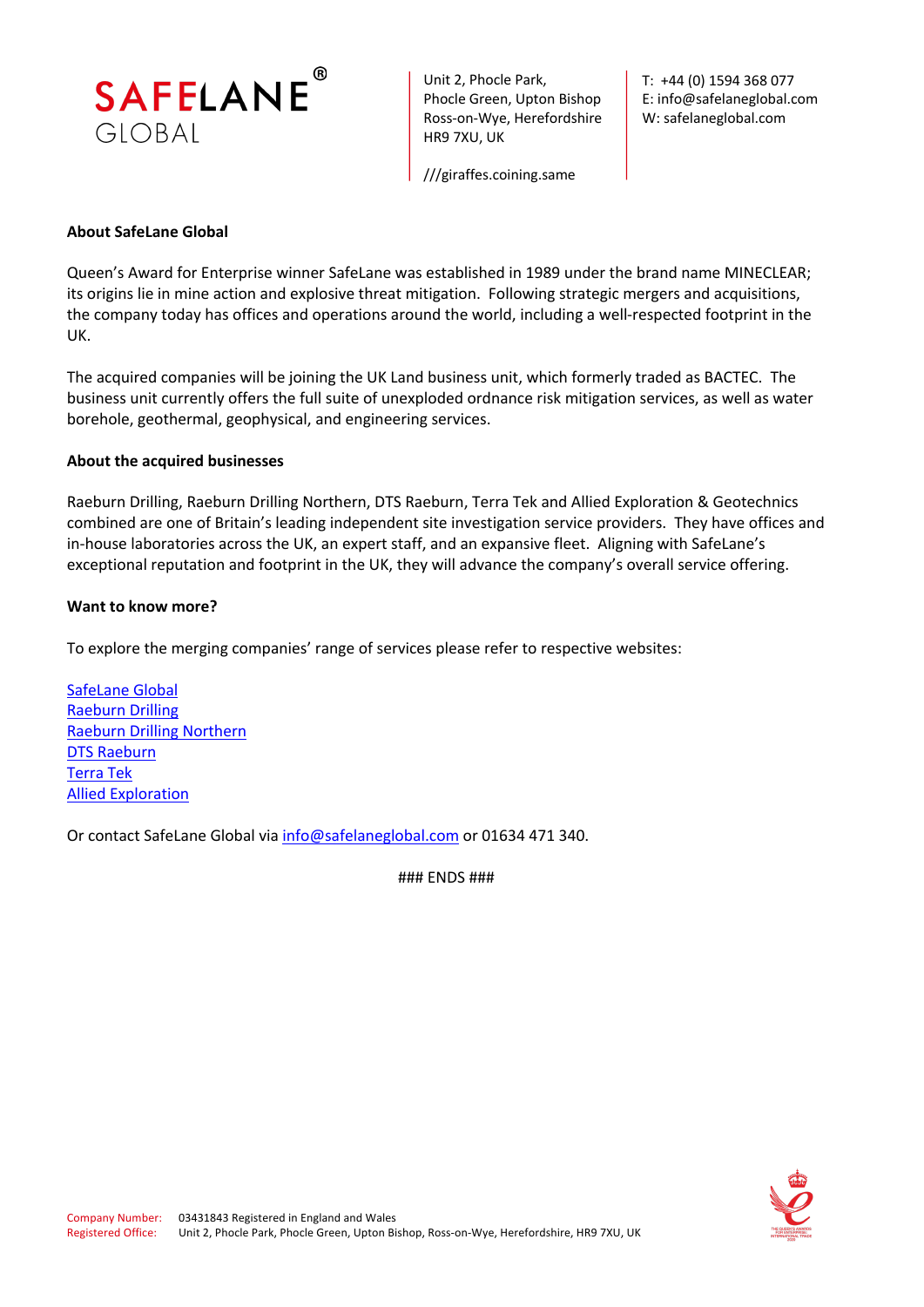**SAFELANE® GLOBAL**

Unit 2, Phocle Park,
Phocle Green, Upton Bishop
Ross-on-Wye, Herefordshire
HR9 7XU, UK

///giraffes.coining.same

T: +44 (0) 1594 368 077
E: info@safelaneglobal.com
W: safelaneglobal.com

**About SafeLane Global**

Queen's Award for Enterprise winner SafeLane was established in 1989 under the brand name MINECLEAR; its origins lie in mine action and explosive threat mitigation. Following strategic mergers and acquisitions, the company today has offices and operations around the world, including a well-respected footprint in the UK.

The acquired companies will be joining the UK Land business unit, which formerly traded as BACTEC. The business unit currently offers the full suite of unexploded ordnance risk mitigation services, as well as water borehole, geothermal, geophysical, and engineering services.

**About the acquired businesses**

Raeburn Drilling, Raeburn Drilling Northern, DTS Raeburn, Terra Tek and Allied Exploration & Geotechnics combined are one of Britain's leading independent site investigation service providers. They have offices and in-house laboratories across the UK, an expert staff, and an expansive fleet. Aligning with SafeLane's exceptional reputation and footprint in the UK, they will advance the company's overall service offering.

**Want to know more?**

To explore the merging companies' range of services please refer to respective websites:

SafeLane Global
Raeburn Drilling
Raeburn Drilling Northern
DTS Raeburn
Terra Tek
Allied Exploration

Or contact SafeLane Global via info@safelaneglobal.com or 01634 471 340.

### ENDS ###

Company Number: 03431843 Registered in England and Wales
Registered Office: Unit 2, Phocle Park, Phocle Green, Upton Bishop, Ross-on-Wye, Herefordshire, HR9 7XU, UK